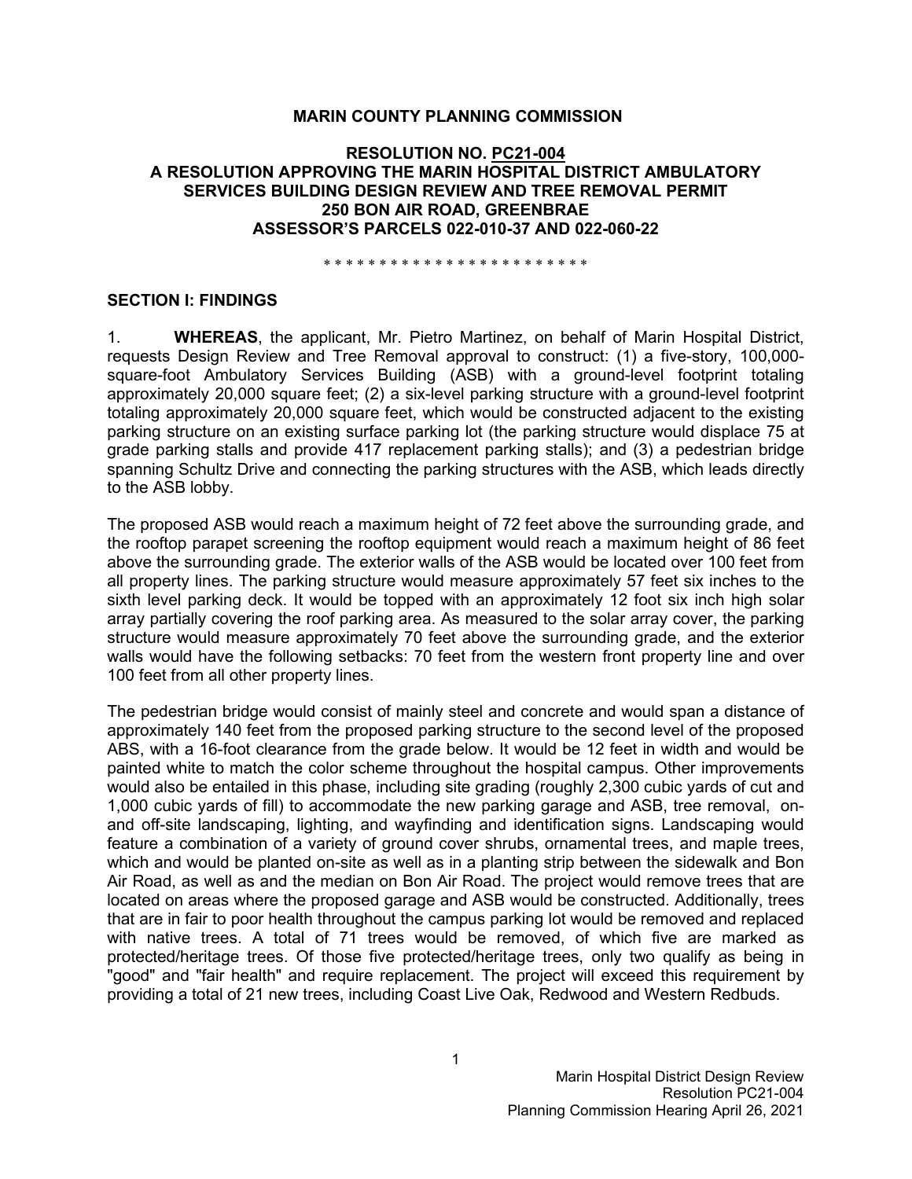**MARIN COUNTY PLANNING COMMISSION**

**RESOLUTION NO. PC21-004**
**A RESOLUTION APPROVING THE MARIN HOSPITAL DISTRICT AMBULATORY SERVICES BUILDING DESIGN REVIEW AND TREE REMOVAL PERMIT**
**250 BON AIR ROAD, GREENBRAE**
**ASSESSOR'S PARCELS 022-010-37 AND 022-060-22**

\* \* \* \* \* \* \* \* \* \* \* \* \* \* \* \* \* \* \* \* \* \* \* \* \*

## SECTION I: FINDINGS

1. **WHEREAS**, the applicant, Mr. Pietro Martinez, on behalf of Marin Hospital District, requests Design Review and Tree Removal approval to construct: (1) a five-story, 100,000-square-foot Ambulatory Services Building (ASB) with a ground-level footprint totaling approximately 20,000 square feet; (2) a six-level parking structure with a ground-level footprint totaling approximately 20,000 square feet, which would be constructed adjacent to the existing parking structure on an existing surface parking lot (the parking structure would displace 75 at grade parking stalls and provide 417 replacement parking stalls); and (3) a pedestrian bridge spanning Schultz Drive and connecting the parking structures with the ASB, which leads directly to the ASB lobby.

The proposed ASB would reach a maximum height of 72 feet above the surrounding grade, and the rooftop parapet screening the rooftop equipment would reach a maximum height of 86 feet above the surrounding grade. The exterior walls of the ASB would be located over 100 feet from all property lines. The parking structure would measure approximately 57 feet six inches to the sixth level parking deck. It would be topped with an approximately 12 foot six inch high solar array partially covering the roof parking area. As measured to the solar array cover, the parking structure would measure approximately 70 feet above the surrounding grade, and the exterior walls would have the following setbacks: 70 feet from the western front property line and over 100 feet from all other property lines.

The pedestrian bridge would consist of mainly steel and concrete and would span a distance of approximately 140 feet from the proposed parking structure to the second level of the proposed ABS, with a 16-foot clearance from the grade below. It would be 12 feet in width and would be painted white to match the color scheme throughout the hospital campus. Other improvements would also be entailed in this phase, including site grading (roughly 2,300 cubic yards of cut and 1,000 cubic yards of fill) to accommodate the new parking garage and ASB, tree removal, on- and off-site landscaping, lighting, and wayfinding and identification signs. Landscaping would feature a combination of a variety of ground cover shrubs, ornamental trees, and maple trees, which and would be planted on-site as well as in a planting strip between the sidewalk and Bon Air Road, as well as and the median on Bon Air Road. The project would remove trees that are located on areas where the proposed garage and ASB would be constructed. Additionally, trees that are in fair to poor health throughout the campus parking lot would be removed and replaced with native trees. A total of 71 trees would be removed, of which five are marked as protected/heritage trees. Of those five protected/heritage trees, only two qualify as being in "good" and "fair health" and require replacement. The project will exceed this requirement by providing a total of 21 new trees, including Coast Live Oak, Redwood and Western Redbuds.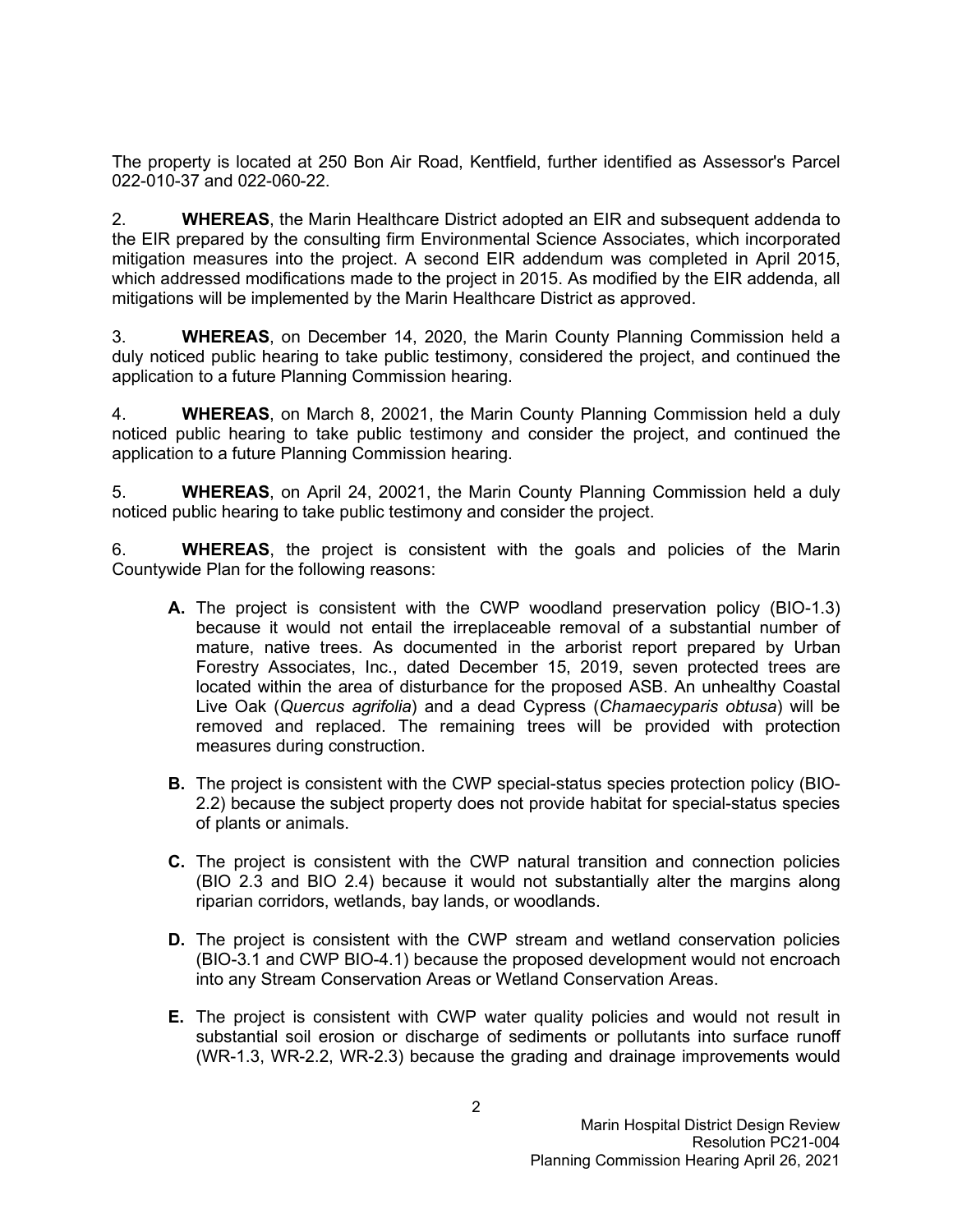The property is located at 250 Bon Air Road, Kentfield, further identified as Assessor's Parcel 022-010-37 and 022-060-22.

2. **WHEREAS**, the Marin Healthcare District adopted an EIR and subsequent addenda to the EIR prepared by the consulting firm Environmental Science Associates, which incorporated mitigation measures into the project. A second EIR addendum was completed in April 2015, which addressed modifications made to the project in 2015. As modified by the EIR addenda, all mitigations will be implemented by the Marin Healthcare District as approved.

3. **WHEREAS**, on December 14, 2020, the Marin County Planning Commission held a duly noticed public hearing to take public testimony, considered the project, and continued the application to a future Planning Commission hearing.

4. **WHEREAS**, on March 8, 20021, the Marin County Planning Commission held a duly noticed public hearing to take public testimony and consider the project, and continued the application to a future Planning Commission hearing.

5. **WHEREAS**, on April 24, 20021, the Marin County Planning Commission held a duly noticed public hearing to take public testimony and consider the project.

6. **WHEREAS**, the project is consistent with the goals and policies of the Marin Countywide Plan for the following reasons:

   **A.** The project is consistent with the CWP woodland preservation policy (BIO-1.3) because it would not entail the irreplaceable removal of a substantial number of mature, native trees. As documented in the arborist report prepared by Urban Forestry Associates, Inc., dated December 15, 2019, seven protected trees are located within the area of disturbance for the proposed ASB. An unhealthy Coastal Live Oak (*Quercus agrifolia*) and a dead Cypress (*Chamaecyparis obtusa*) will be removed and replaced. The remaining trees will be provided with protection measures during construction.

   **B.** The project is consistent with the CWP special-status species protection policy (BIO-2.2) because the subject property does not provide habitat for special-status species of plants or animals.

   **C.** The project is consistent with the CWP natural transition and connection policies (BIO 2.3 and BIO 2.4) because it would not substantially alter the margins along riparian corridors, wetlands, bay lands, or woodlands.

   **D.** The project is consistent with the CWP stream and wetland conservation policies (BIO-3.1 and CWP BIO-4.1) because the proposed development would not encroach into any Stream Conservation Areas or Wetland Conservation Areas.

   **E.** The project is consistent with CWP water quality policies and would not result in substantial soil erosion or discharge of sediments or pollutants into surface runoff (WR-1.3, WR-2.2, WR-2.3) because the grading and drainage improvements would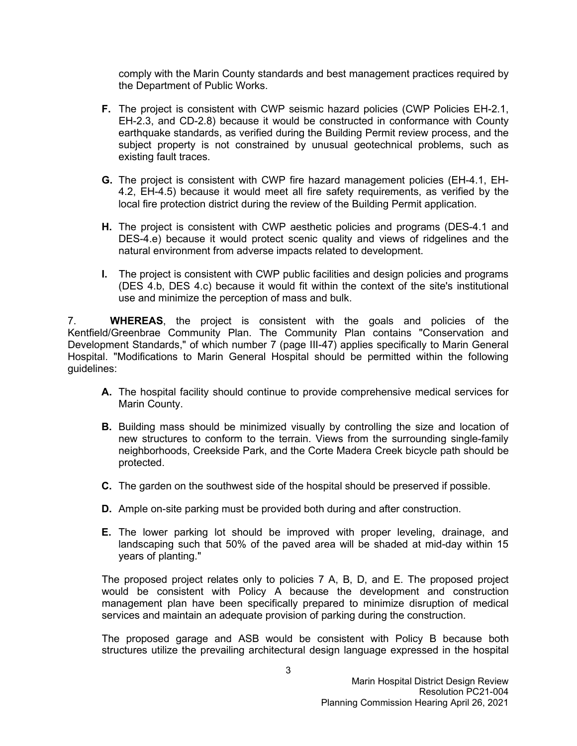comply with the Marin County standards and best management practices required by the Department of Public Works.

**F.** The project is consistent with CWP seismic hazard policies (CWP Policies EH-2.1, EH-2.3, and CD-2.8) because it would be constructed in conformance with County earthquake standards, as verified during the Building Permit review process, and the subject property is not constrained by unusual geotechnical problems, such as existing fault traces.

**G.** The project is consistent with CWP fire hazard management policies (EH-4.1, EH-4.2, EH-4.5) because it would meet all fire safety requirements, as verified by the local fire protection district during the review of the Building Permit application.

**H.** The project is consistent with CWP aesthetic policies and programs (DES-4.1 and DES-4.e) because it would protect scenic quality and views of ridgelines and the natural environment from adverse impacts related to development.

**I.** The project is consistent with CWP public facilities and design policies and programs (DES 4.b, DES 4.c) because it would fit within the context of the site's institutional use and minimize the perception of mass and bulk.

7. **WHEREAS**, the project is consistent with the goals and policies of the Kentfield/Greenbrae Community Plan. The Community Plan contains "Conservation and Development Standards," of which number 7 (page III-47) applies specifically to Marin General Hospital. "Modifications to Marin General Hospital should be permitted within the following guidelines:

**A.** The hospital facility should continue to provide comprehensive medical services for Marin County.

**B.** Building mass should be minimized visually by controlling the size and location of new structures to conform to the terrain. Views from the surrounding single-family neighborhoods, Creekside Park, and the Corte Madera Creek bicycle path should be protected.

**C.** The garden on the southwest side of the hospital should be preserved if possible.

**D.** Ample on-site parking must be provided both during and after construction.

**E.** The lower parking lot should be improved with proper leveling, drainage, and landscaping such that 50% of the paved area will be shaded at mid-day within 15 years of planting."

The proposed project relates only to policies 7 A, B, D, and E. The proposed project would be consistent with Policy A because the development and construction management plan have been specifically prepared to minimize disruption of medical services and maintain an adequate provision of parking during the construction.

The proposed garage and ASB would be consistent with Policy B because both structures utilize the prevailing architectural design language expressed in the hospital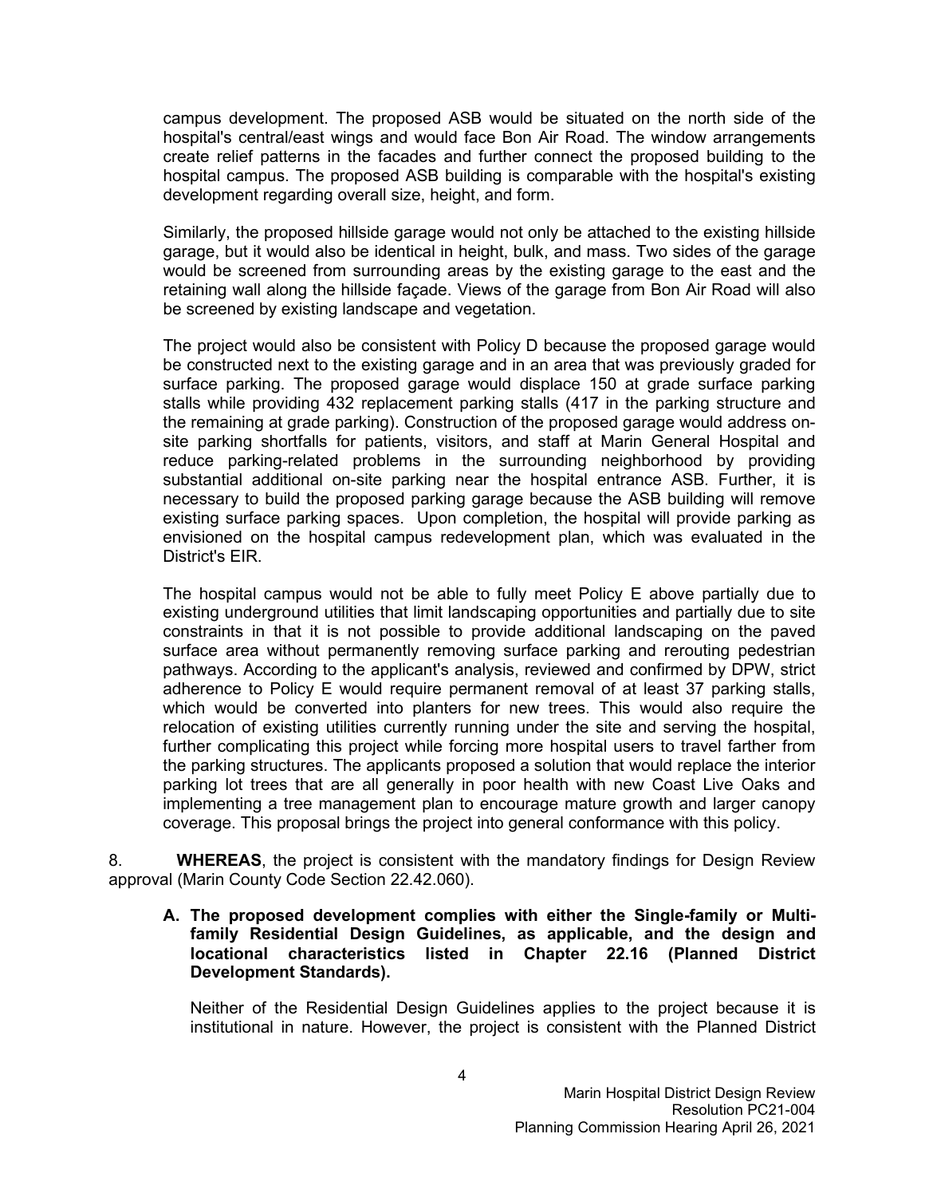campus development. The proposed ASB would be situated on the north side of the hospital's central/east wings and would face Bon Air Road. The window arrangements create relief patterns in the facades and further connect the proposed building to the hospital campus. The proposed ASB building is comparable with the hospital's existing development regarding overall size, height, and form.

Similarly, the proposed hillside garage would not only be attached to the existing hillside garage, but it would also be identical in height, bulk, and mass. Two sides of the garage would be screened from surrounding areas by the existing garage to the east and the retaining wall along the hillside façade. Views of the garage from Bon Air Road will also be screened by existing landscape and vegetation.

The project would also be consistent with Policy D because the proposed garage would be constructed next to the existing garage and in an area that was previously graded for surface parking. The proposed garage would displace 150 at grade surface parking stalls while providing 432 replacement parking stalls (417 in the parking structure and the remaining at grade parking). Construction of the proposed garage would address on-site parking shortfalls for patients, visitors, and staff at Marin General Hospital and reduce parking-related problems in the surrounding neighborhood by providing substantial additional on-site parking near the hospital entrance ASB. Further, it is necessary to build the proposed parking garage because the ASB building will remove existing surface parking spaces. Upon completion, the hospital will provide parking as envisioned on the hospital campus redevelopment plan, which was evaluated in the District's EIR.

The hospital campus would not be able to fully meet Policy E above partially due to existing underground utilities that limit landscaping opportunities and partially due to site constraints in that it is not possible to provide additional landscaping on the paved surface area without permanently removing surface parking and rerouting pedestrian pathways. According to the applicant's analysis, reviewed and confirmed by DPW, strict adherence to Policy E would require permanent removal of at least 37 parking stalls, which would be converted into planters for new trees. This would also require the relocation of existing utilities currently running under the site and serving the hospital, further complicating this project while forcing more hospital users to travel farther from the parking structures. The applicants proposed a solution that would replace the interior parking lot trees that are all generally in poor health with new Coast Live Oaks and implementing a tree management plan to encourage mature growth and larger canopy coverage. This proposal brings the project into general conformance with this policy.

8. **WHEREAS**, the project is consistent with the mandatory findings for Design Review approval (Marin County Code Section 22.42.060).

**A. The proposed development complies with either the Single-family or Multi-family Residential Design Guidelines, as applicable, and the design and locational characteristics listed in Chapter 22.16 (Planned District Development Standards).**

Neither of the Residential Design Guidelines applies to the project because it is institutional in nature. However, the project is consistent with the Planned District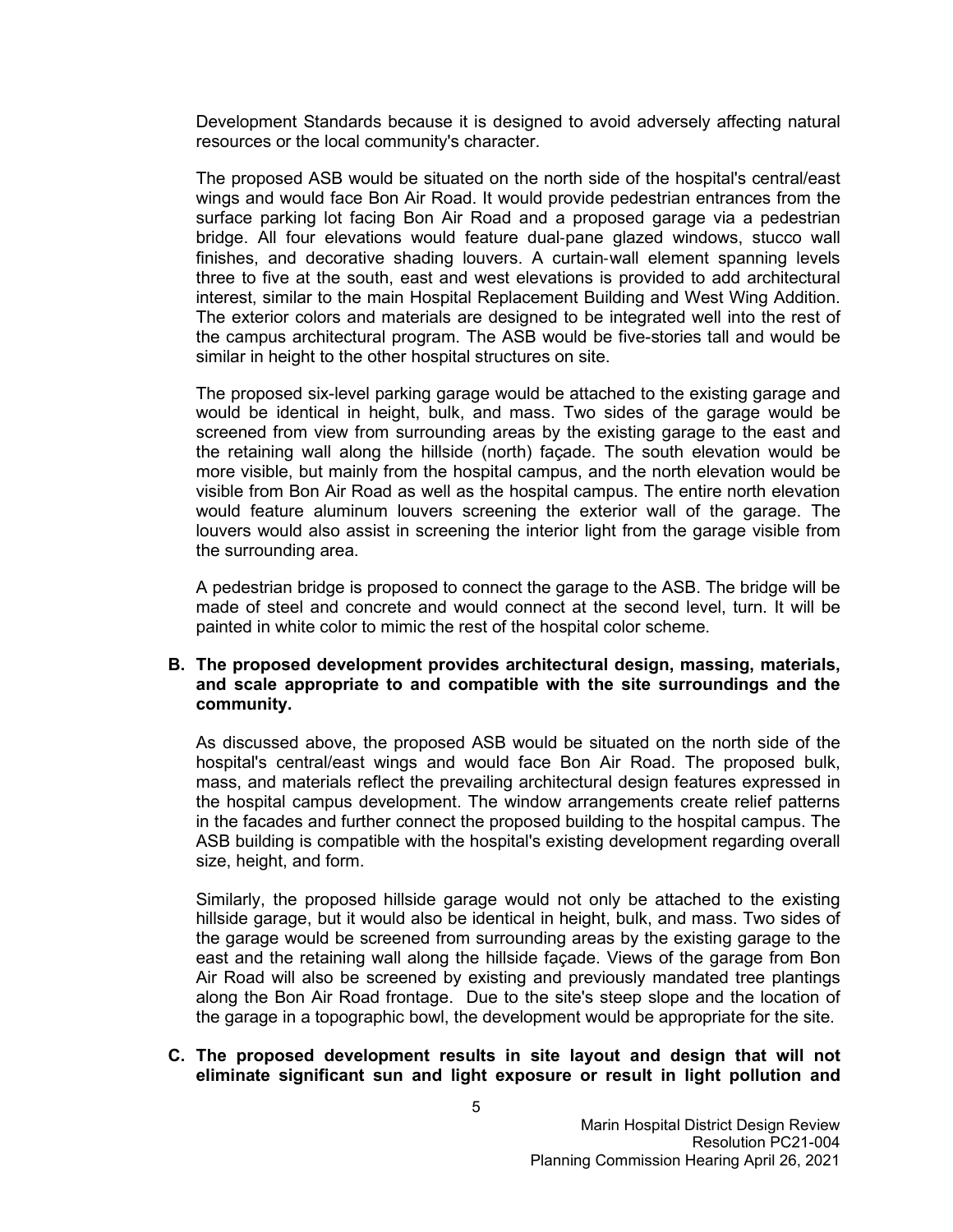Development Standards because it is designed to avoid adversely affecting natural resources or the local community's character.

The proposed ASB would be situated on the north side of the hospital's central/east wings and would face Bon Air Road. It would provide pedestrian entrances from the surface parking lot facing Bon Air Road and a proposed garage via a pedestrian bridge. All four elevations would feature dual-pane glazed windows, stucco wall finishes, and decorative shading louvers. A curtain-wall element spanning levels three to five at the south, east and west elevations is provided to add architectural interest, similar to the main Hospital Replacement Building and West Wing Addition. The exterior colors and materials are designed to be integrated well into the rest of the campus architectural program. The ASB would be five-stories tall and would be similar in height to the other hospital structures on site.

The proposed six-level parking garage would be attached to the existing garage and would be identical in height, bulk, and mass. Two sides of the garage would be screened from view from surrounding areas by the existing garage to the east and the retaining wall along the hillside (north) façade. The south elevation would be more visible, but mainly from the hospital campus, and the north elevation would be visible from Bon Air Road as well as the hospital campus. The entire north elevation would feature aluminum louvers screening the exterior wall of the garage. The louvers would also assist in screening the interior light from the garage visible from the surrounding area.

A pedestrian bridge is proposed to connect the garage to the ASB. The bridge will be made of steel and concrete and would connect at the second level, turn. It will be painted in white color to mimic the rest of the hospital color scheme.

**B. The proposed development provides architectural design, massing, materials, and scale appropriate to and compatible with the site surroundings and the community.**

As discussed above, the proposed ASB would be situated on the north side of the hospital's central/east wings and would face Bon Air Road. The proposed bulk, mass, and materials reflect the prevailing architectural design features expressed in the hospital campus development. The window arrangements create relief patterns in the facades and further connect the proposed building to the hospital campus. The ASB building is compatible with the hospital's existing development regarding overall size, height, and form.

Similarly, the proposed hillside garage would not only be attached to the existing hillside garage, but it would also be identical in height, bulk, and mass. Two sides of the garage would be screened from surrounding areas by the existing garage to the east and the retaining wall along the hillside façade. Views of the garage from Bon Air Road will also be screened by existing and previously mandated tree plantings along the Bon Air Road frontage. Due to the site's steep slope and the location of the garage in a topographic bowl, the development would be appropriate for the site.

**C. The proposed development results in site layout and design that will not eliminate significant sun and light exposure or result in light pollution and**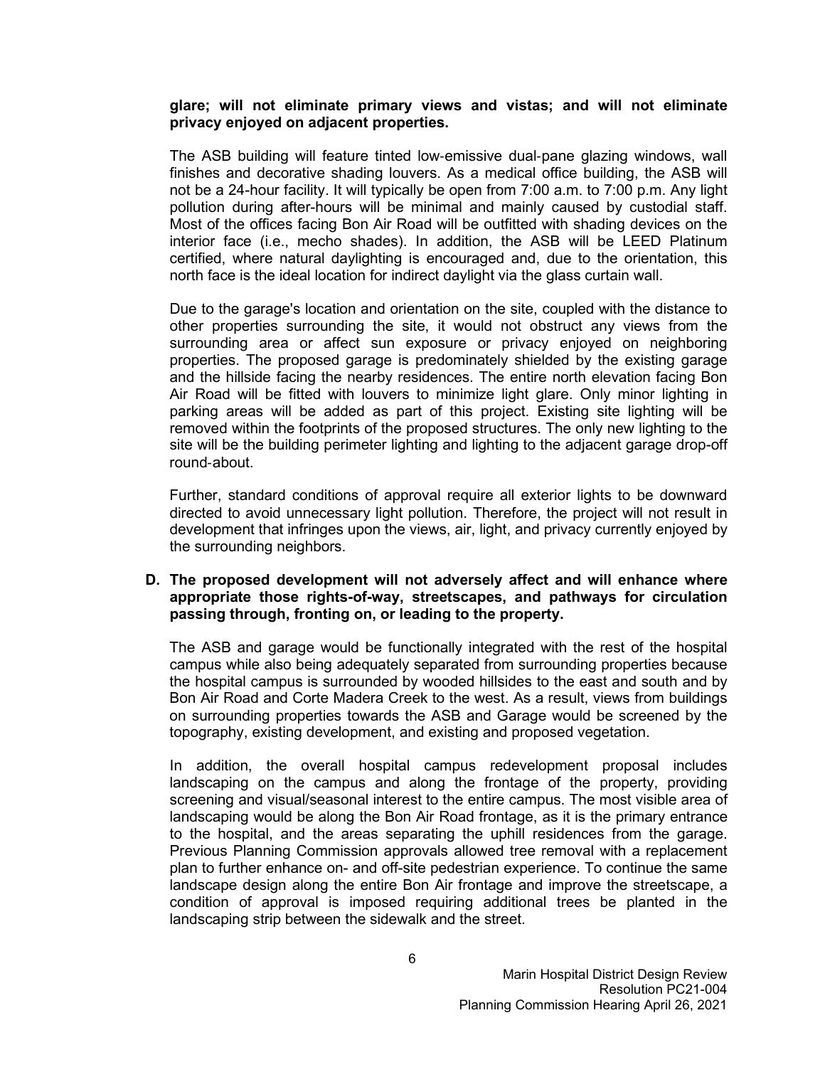**glare; will not eliminate primary views and vistas; and will not eliminate privacy enjoyed on adjacent properties.**

The ASB building will feature tinted low-emissive dual-pane glazing windows, wall finishes and decorative shading louvers. As a medical office building, the ASB will not be a 24-hour facility. It will typically be open from 7:00 a.m. to 7:00 p.m. Any light pollution during after-hours will be minimal and mainly caused by custodial staff. Most of the offices facing Bon Air Road will be outfitted with shading devices on the interior face (i.e., mecho shades). In addition, the ASB will be LEED Platinum certified, where natural daylighting is encouraged and, due to the orientation, this north face is the ideal location for indirect daylight via the glass curtain wall.

Due to the garage's location and orientation on the site, coupled with the distance to other properties surrounding the site, it would not obstruct any views from the surrounding area or affect sun exposure or privacy enjoyed on neighboring properties. The proposed garage is predominately shielded by the existing garage and the hillside facing the nearby residences. The entire north elevation facing Bon Air Road will be fitted with louvers to minimize light glare. Only minor lighting in parking areas will be added as part of this project. Existing site lighting will be removed within the footprints of the proposed structures. The only new lighting to the site will be the building perimeter lighting and lighting to the adjacent garage drop-off round-about.

Further, standard conditions of approval require all exterior lights to be downward directed to avoid unnecessary light pollution. Therefore, the project will not result in development that infringes upon the views, air, light, and privacy currently enjoyed by the surrounding neighbors.

**D. The proposed development will not adversely affect and will enhance where appropriate those rights-of-way, streetscapes, and pathways for circulation passing through, fronting on, or leading to the property.**

The ASB and garage would be functionally integrated with the rest of the hospital campus while also being adequately separated from surrounding properties because the hospital campus is surrounded by wooded hillsides to the east and south and by Bon Air Road and Corte Madera Creek to the west. As a result, views from buildings on surrounding properties towards the ASB and Garage would be screened by the topography, existing development, and existing and proposed vegetation.

In addition, the overall hospital campus redevelopment proposal includes landscaping on the campus and along the frontage of the property, providing screening and visual/seasonal interest to the entire campus. The most visible area of landscaping would be along the Bon Air Road frontage, as it is the primary entrance to the hospital, and the areas separating the uphill residences from the garage. Previous Planning Commission approvals allowed tree removal with a replacement plan to further enhance on- and off-site pedestrian experience. To continue the same landscape design along the entire Bon Air frontage and improve the streetscape, a condition of approval is imposed requiring additional trees be planted in the landscaping strip between the sidewalk and the street.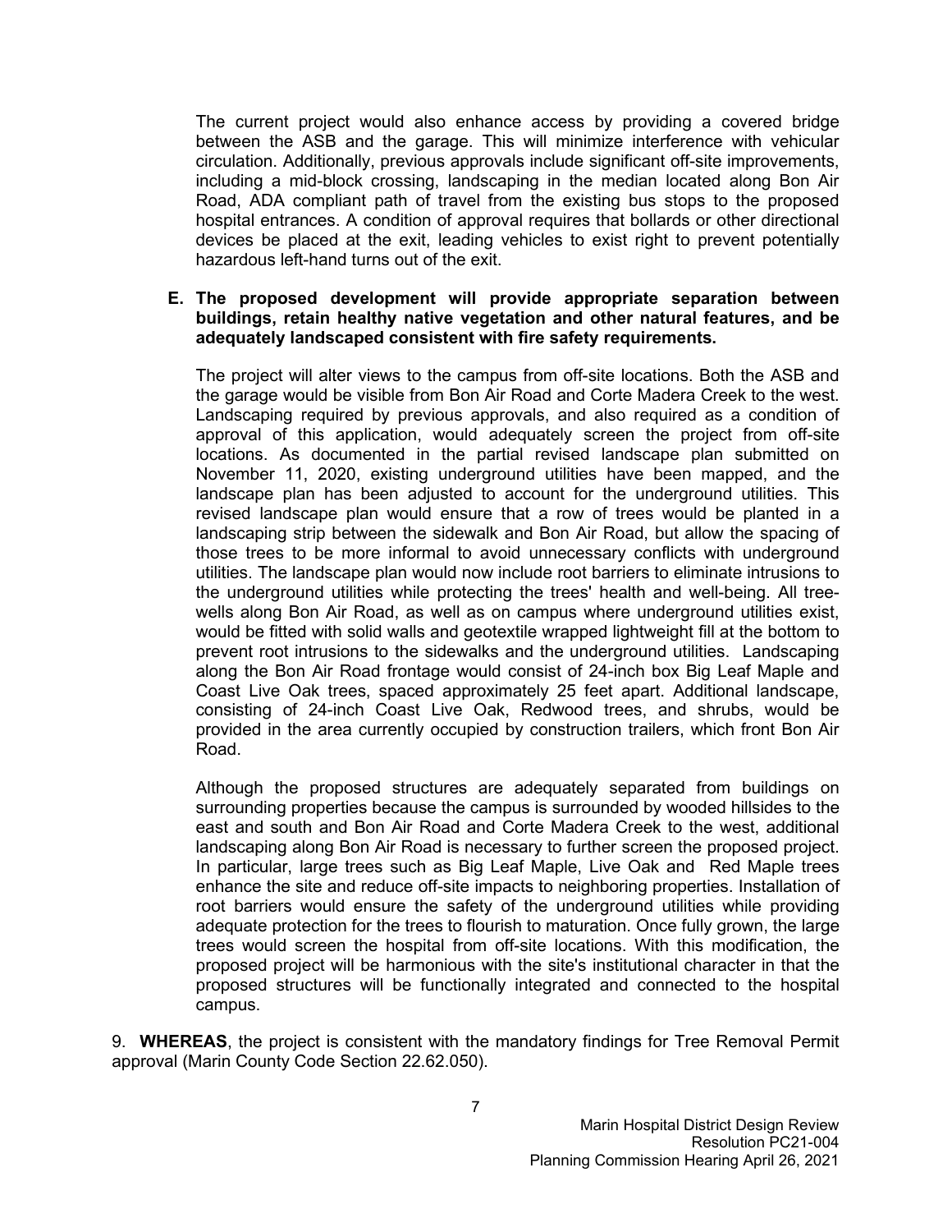The current project would also enhance access by providing a covered bridge between the ASB and the garage. This will minimize interference with vehicular circulation. Additionally, previous approvals include significant off-site improvements, including a mid-block crossing, landscaping in the median located along Bon Air Road, ADA compliant path of travel from the existing bus stops to the proposed hospital entrances. A condition of approval requires that bollards or other directional devices be placed at the exit, leading vehicles to exist right to prevent potentially hazardous left-hand turns out of the exit.

**E. The proposed development will provide appropriate separation between buildings, retain healthy native vegetation and other natural features, and be adequately landscaped consistent with fire safety requirements.**

The project will alter views to the campus from off-site locations. Both the ASB and the garage would be visible from Bon Air Road and Corte Madera Creek to the west. Landscaping required by previous approvals, and also required as a condition of approval of this application, would adequately screen the project from off-site locations. As documented in the partial revised landscape plan submitted on November 11, 2020, existing underground utilities have been mapped, and the landscape plan has been adjusted to account for the underground utilities. This revised landscape plan would ensure that a row of trees would be planted in a landscaping strip between the sidewalk and Bon Air Road, but allow the spacing of those trees to be more informal to avoid unnecessary conflicts with underground utilities. The landscape plan would now include root barriers to eliminate intrusions to the underground utilities while protecting the trees' health and well-being. All tree-wells along Bon Air Road, as well as on campus where underground utilities exist, would be fitted with solid walls and geotextile wrapped lightweight fill at the bottom to prevent root intrusions to the sidewalks and the underground utilities. Landscaping along the Bon Air Road frontage would consist of 24-inch box Big Leaf Maple and Coast Live Oak trees, spaced approximately 25 feet apart. Additional landscape, consisting of 24-inch Coast Live Oak, Redwood trees, and shrubs, would be provided in the area currently occupied by construction trailers, which front Bon Air Road.

Although the proposed structures are adequately separated from buildings on surrounding properties because the campus is surrounded by wooded hillsides to the east and south and Bon Air Road and Corte Madera Creek to the west, additional landscaping along Bon Air Road is necessary to further screen the proposed project. In particular, large trees such as Big Leaf Maple, Live Oak and Red Maple trees enhance the site and reduce off-site impacts to neighboring properties. Installation of root barriers would ensure the safety of the underground utilities while providing adequate protection for the trees to flourish to maturation. Once fully grown, the large trees would screen the hospital from off-site locations. With this modification, the proposed project will be harmonious with the site's institutional character in that the proposed structures will be functionally integrated and connected to the hospital campus.

9. **WHEREAS**, the project is consistent with the mandatory findings for Tree Removal Permit approval (Marin County Code Section 22.62.050).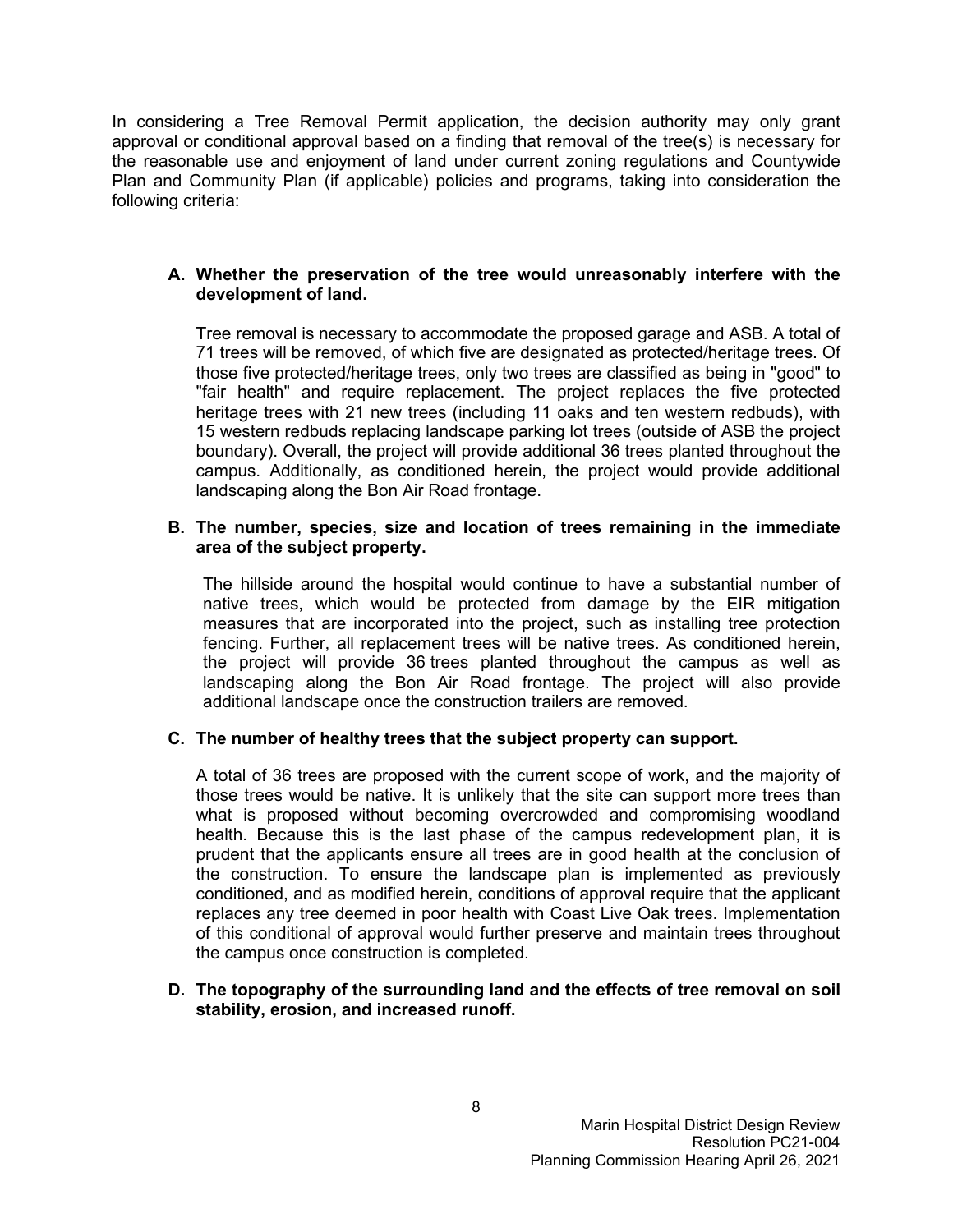In considering a Tree Removal Permit application, the decision authority may only grant approval or conditional approval based on a finding that removal of the tree(s) is necessary for the reasonable use and enjoyment of land under current zoning regulations and Countywide Plan and Community Plan (if applicable) policies and programs, taking into consideration the following criteria:

**A. Whether the preservation of the tree would unreasonably interfere with the development of land.**

Tree removal is necessary to accommodate the proposed garage and ASB. A total of 71 trees will be removed, of which five are designated as protected/heritage trees. Of those five protected/heritage trees, only two trees are classified as being in "good" to "fair health" and require replacement. The project replaces the five protected heritage trees with 21 new trees (including 11 oaks and ten western redbuds), with 15 western redbuds replacing landscape parking lot trees (outside of ASB the project boundary). Overall, the project will provide additional 36 trees planted throughout the campus. Additionally, as conditioned herein, the project would provide additional landscaping along the Bon Air Road frontage.

**B. The number, species, size and location of trees remaining in the immediate area of the subject property.**

The hillside around the hospital would continue to have a substantial number of native trees, which would be protected from damage by the EIR mitigation measures that are incorporated into the project, such as installing tree protection fencing. Further, all replacement trees will be native trees. As conditioned herein, the project will provide 36 trees planted throughout the campus as well as landscaping along the Bon Air Road frontage. The project will also provide additional landscape once the construction trailers are removed.

**C. The number of healthy trees that the subject property can support.**

A total of 36 trees are proposed with the current scope of work, and the majority of those trees would be native. It is unlikely that the site can support more trees than what is proposed without becoming overcrowded and compromising woodland health. Because this is the last phase of the campus redevelopment plan, it is prudent that the applicants ensure all trees are in good health at the conclusion of the construction. To ensure the landscape plan is implemented as previously conditioned, and as modified herein, conditions of approval require that the applicant replaces any tree deemed in poor health with Coast Live Oak trees. Implementation of this conditional of approval would further preserve and maintain trees throughout the campus once construction is completed.

**D. The topography of the surrounding land and the effects of tree removal on soil stability, erosion, and increased runoff.**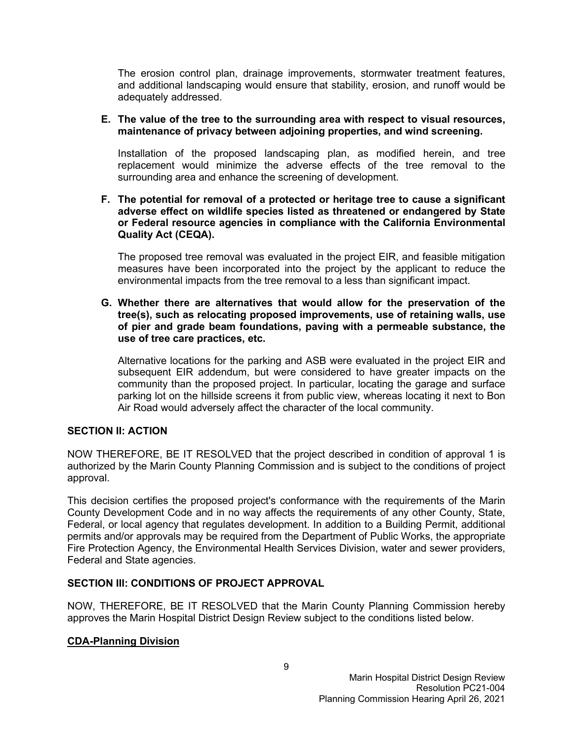The erosion control plan, drainage improvements, stormwater treatment features, and additional landscaping would ensure that stability, erosion, and runoff would be adequately addressed.

**E. The value of the tree to the surrounding area with respect to visual resources, maintenance of privacy between adjoining properties, and wind screening.**

Installation of the proposed landscaping plan, as modified herein, and tree replacement would minimize the adverse effects of the tree removal to the surrounding area and enhance the screening of development.

**F. The potential for removal of a protected or heritage tree to cause a significant adverse effect on wildlife species listed as threatened or endangered by State or Federal resource agencies in compliance with the California Environmental Quality Act (CEQA).**

The proposed tree removal was evaluated in the project EIR, and feasible mitigation measures have been incorporated into the project by the applicant to reduce the environmental impacts from the tree removal to a less than significant impact.

**G. Whether there are alternatives that would allow for the preservation of the tree(s), such as relocating proposed improvements, use of retaining walls, use of pier and grade beam foundations, paving with a permeable substance, the use of tree care practices, etc.**

Alternative locations for the parking and ASB were evaluated in the project EIR and subsequent EIR addendum, but were considered to have greater impacts on the community than the proposed project. In particular, locating the garage and surface parking lot on the hillside screens it from public view, whereas locating it next to Bon Air Road would adversely affect the character of the local community.

## SECTION II: ACTION

NOW THEREFORE, BE IT RESOLVED that the project described in condition of approval 1 is authorized by the Marin County Planning Commission and is subject to the conditions of project approval.

This decision certifies the proposed project's conformance with the requirements of the Marin County Development Code and in no way affects the requirements of any other County, State, Federal, or local agency that regulates development. In addition to a Building Permit, additional permits and/or approvals may be required from the Department of Public Works, the appropriate Fire Protection Agency, the Environmental Health Services Division, water and sewer providers, Federal and State agencies.

## SECTION III: CONDITIONS OF PROJECT APPROVAL

NOW, THEREFORE, BE IT RESOLVED that the Marin County Planning Commission hereby approves the Marin Hospital District Design Review subject to the conditions listed below.

### CDA-Planning Division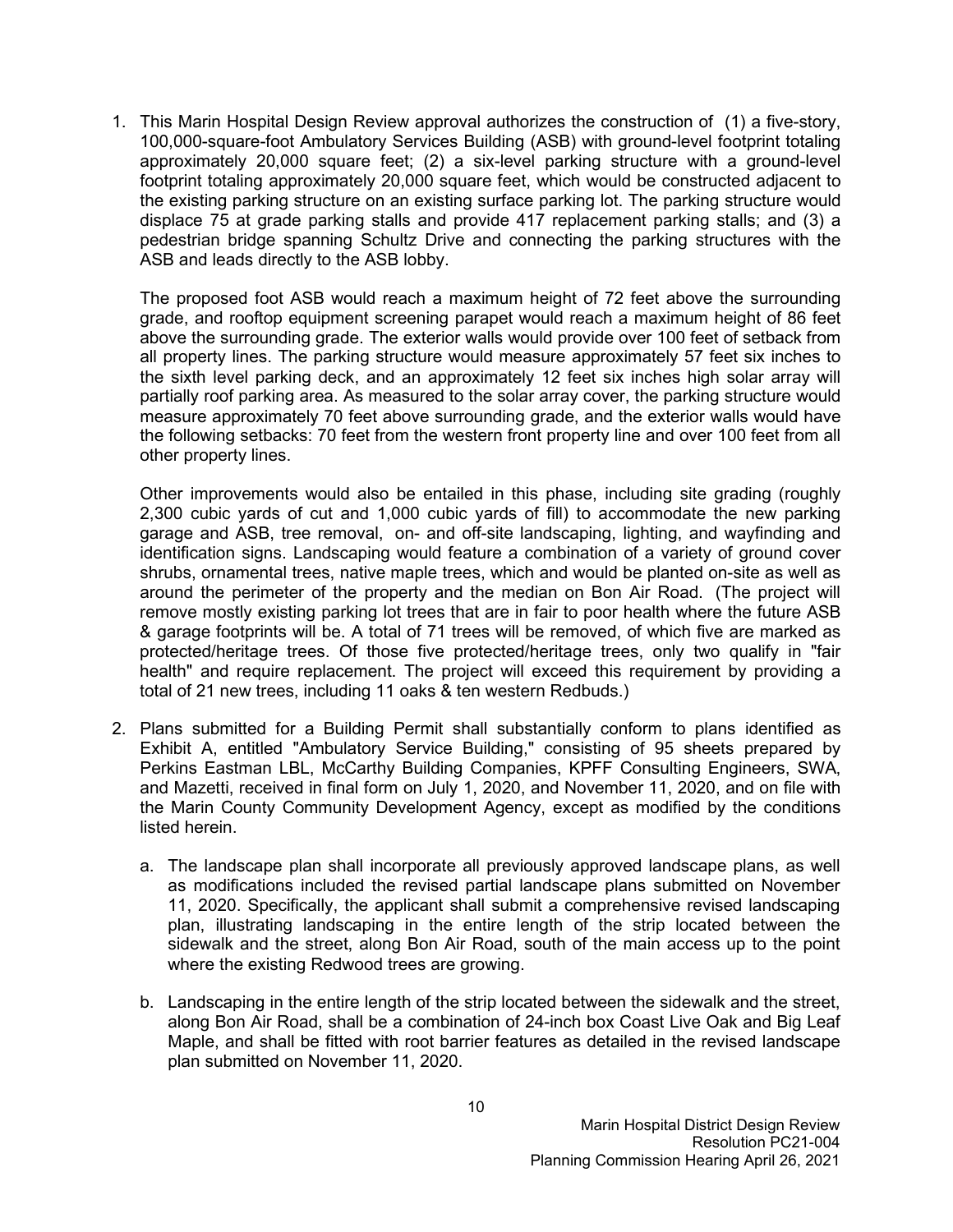1. This Marin Hospital Design Review approval authorizes the construction of (1) a five-story, 100,000-square-foot Ambulatory Services Building (ASB) with ground-level footprint totaling approximately 20,000 square feet; (2) a six-level parking structure with a ground-level footprint totaling approximately 20,000 square feet, which would be constructed adjacent to the existing parking structure on an existing surface parking lot. The parking structure would displace 75 at grade parking stalls and provide 417 replacement parking stalls; and (3) a pedestrian bridge spanning Schultz Drive and connecting the parking structures with the ASB and leads directly to the ASB lobby.

   The proposed foot ASB would reach a maximum height of 72 feet above the surrounding grade, and rooftop equipment screening parapet would reach a maximum height of 86 feet above the surrounding grade. The exterior walls would provide over 100 feet of setback from all property lines. The parking structure would measure approximately 57 feet six inches to the sixth level parking deck, and an approximately 12 feet six inches high solar array will partially roof parking area. As measured to the solar array cover, the parking structure would measure approximately 70 feet above surrounding grade, and the exterior walls would have the following setbacks: 70 feet from the western front property line and over 100 feet from all other property lines.

   Other improvements would also be entailed in this phase, including site grading (roughly 2,300 cubic yards of cut and 1,000 cubic yards of fill) to accommodate the new parking garage and ASB, tree removal, on- and off-site landscaping, lighting, and wayfinding and identification signs. Landscaping would feature a combination of a variety of ground cover shrubs, ornamental trees, native maple trees, which and would be planted on-site as well as around the perimeter of the property and the median on Bon Air Road. (The project will remove mostly existing parking lot trees that are in fair to poor health where the future ASB & garage footprints will be. A total of 71 trees will be removed, of which five are marked as protected/heritage trees. Of those five protected/heritage trees, only two qualify in "fair health" and require replacement. The project will exceed this requirement by providing a total of 21 new trees, including 11 oaks & ten western Redbuds.)

2. Plans submitted for a Building Permit shall substantially conform to plans identified as Exhibit A, entitled "Ambulatory Service Building," consisting of 95 sheets prepared by Perkins Eastman LBL, McCarthy Building Companies, KPFF Consulting Engineers, SWA, and Mazetti, received in final form on July 1, 2020, and November 11, 2020, and on file with the Marin County Community Development Agency, except as modified by the conditions listed herein.

   a. The landscape plan shall incorporate all previously approved landscape plans, as well as modifications included the revised partial landscape plans submitted on November 11, 2020. Specifically, the applicant shall submit a comprehensive revised landscaping plan, illustrating landscaping in the entire length of the strip located between the sidewalk and the street, along Bon Air Road, south of the main access up to the point where the existing Redwood trees are growing.

   b. Landscaping in the entire length of the strip located between the sidewalk and the street, along Bon Air Road, shall be a combination of 24-inch box Coast Live Oak and Big Leaf Maple, and shall be fitted with root barrier features as detailed in the revised landscape plan submitted on November 11, 2020.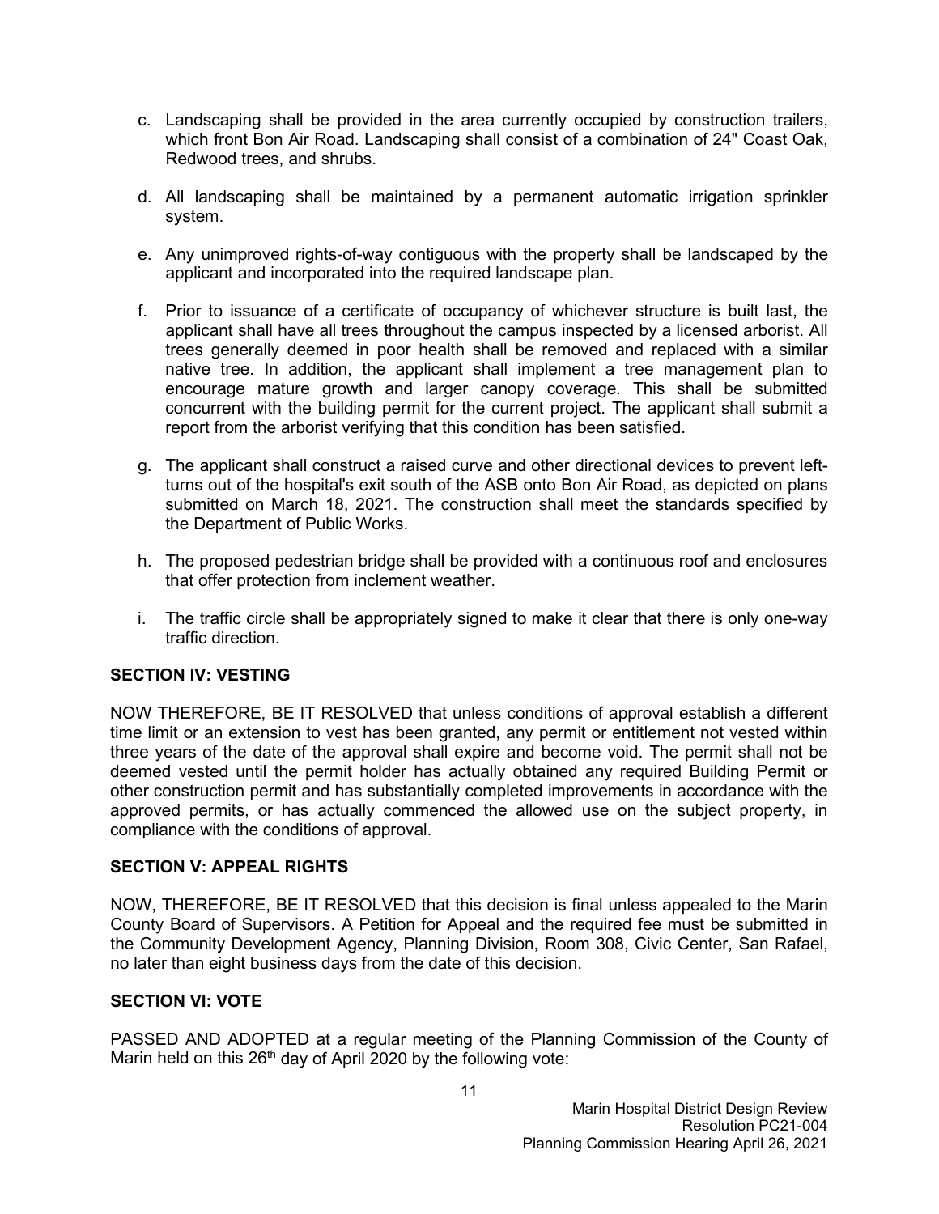c. Landscaping shall be provided in the area currently occupied by construction trailers, which front Bon Air Road. Landscaping shall consist of a combination of 24" Coast Oak, Redwood trees, and shrubs.

d. All landscaping shall be maintained by a permanent automatic irrigation sprinkler system.

e. Any unimproved rights-of-way contiguous with the property shall be landscaped by the applicant and incorporated into the required landscape plan.

f. Prior to issuance of a certificate of occupancy of whichever structure is built last, the applicant shall have all trees throughout the campus inspected by a licensed arborist. All trees generally deemed in poor health shall be removed and replaced with a similar native tree. In addition, the applicant shall implement a tree management plan to encourage mature growth and larger canopy coverage. This shall be submitted concurrent with the building permit for the current project. The applicant shall submit a report from the arborist verifying that this condition has been satisfied.

g. The applicant shall construct a raised curve and other directional devices to prevent left-turns out of the hospital's exit south of the ASB onto Bon Air Road, as depicted on plans submitted on March 18, 2021. The construction shall meet the standards specified by the Department of Public Works.

h. The proposed pedestrian bridge shall be provided with a continuous roof and enclosures that offer protection from inclement weather.

i. The traffic circle shall be appropriately signed to make it clear that there is only one-way traffic direction.

## SECTION IV: VESTING

NOW THEREFORE, BE IT RESOLVED that unless conditions of approval establish a different time limit or an extension to vest has been granted, any permit or entitlement not vested within three years of the date of the approval shall expire and become void. The permit shall not be deemed vested until the permit holder has actually obtained any required Building Permit or other construction permit and has substantially completed improvements in accordance with the approved permits, or has actually commenced the allowed use on the subject property, in compliance with the conditions of approval.

## SECTION V: APPEAL RIGHTS

NOW, THEREFORE, BE IT RESOLVED that this decision is final unless appealed to the Marin County Board of Supervisors. A Petition for Appeal and the required fee must be submitted in the Community Development Agency, Planning Division, Room 308, Civic Center, San Rafael, no later than eight business days from the date of this decision.

## SECTION VI: VOTE

PASSED AND ADOPTED at a regular meeting of the Planning Commission of the County of Marin held on this 26th day of April 2020 by the following vote: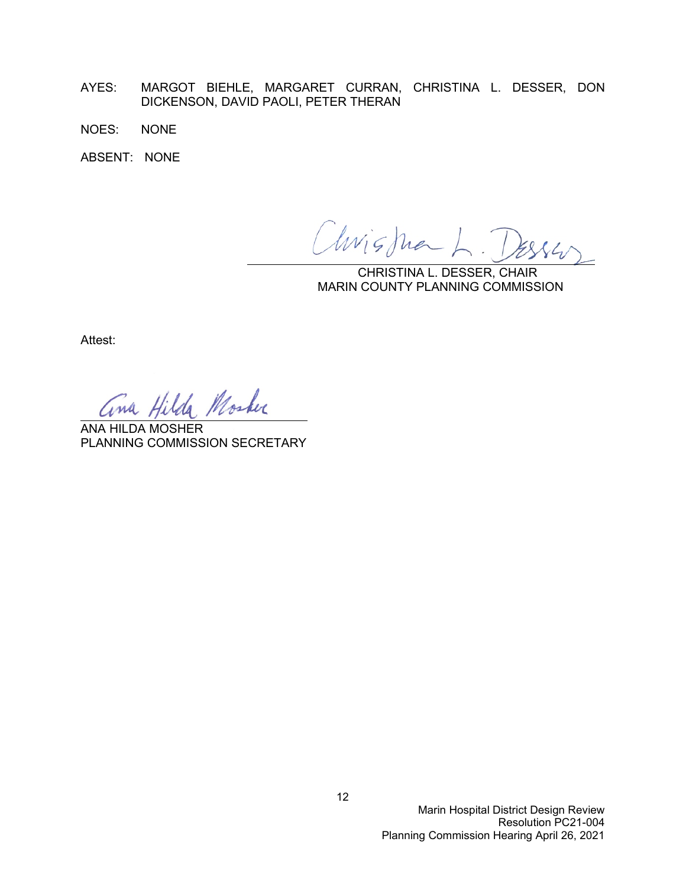AYES: MARGOT BIEHLE, MARGARET CURRAN, CHRISTINA L. DESSER, DON DICKENSON, DAVID PAOLI, PETER THERAN

NOES: NONE

ABSENT: NONE

Christina L. Desser

CHRISTINA L. DESSER, CHAIR
MARIN COUNTY PLANNING COMMISSION

Attest:

Ana Hilda Mosher

ANA HILDA MOSHER
PLANNING COMMISSION SECRETARY

Marin Hospital District Design Review
Resolution PC21-004
Planning Commission Hearing April 26, 2021